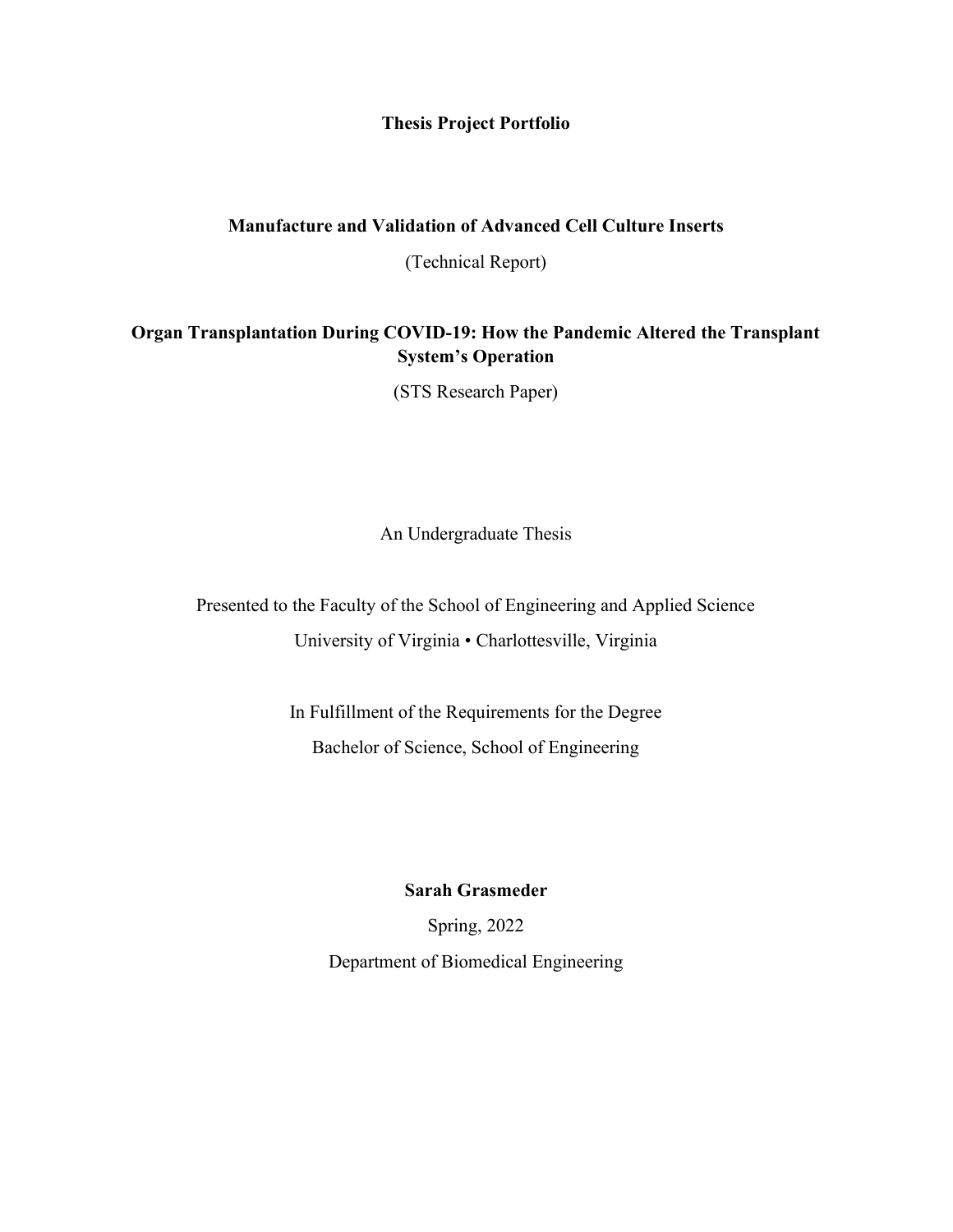**Thesis Project Portfolio**

**Manufacture and Validation of Advanced Cell Culture Inserts**

(Technical Report)

**Organ Transplantation During COVID-19: How the Pandemic Altered the Transplant System's Operation**

(STS Research Paper)

An Undergraduate Thesis

Presented to the Faculty of the School of Engineering and Applied Science

University of Virginia • Charlottesville, Virginia

In Fulfillment of the Requirements for the Degree

Bachelor of Science, School of Engineering

**Sarah Grasmeder**

Spring, 2022

Department of Biomedical Engineering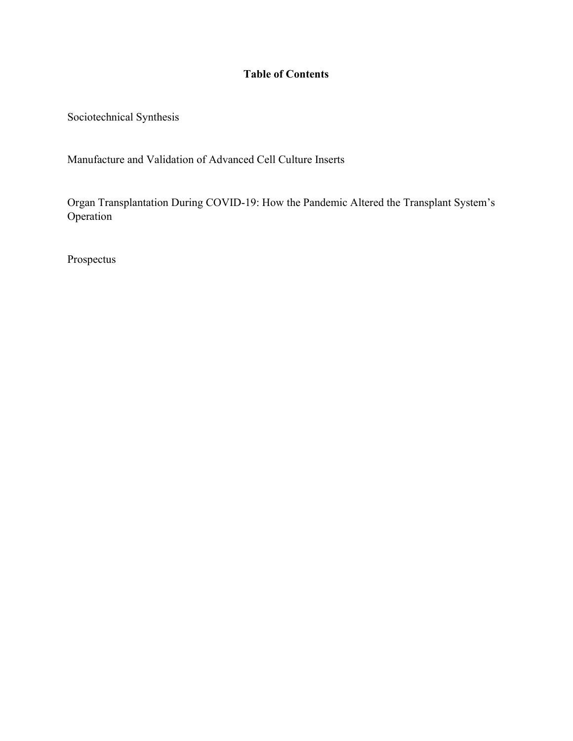**Table of Contents**

Sociotechnical Synthesis

Manufacture and Validation of Advanced Cell Culture Inserts

Organ Transplantation During COVID-19: How the Pandemic Altered the Transplant System's Operation

Prospectus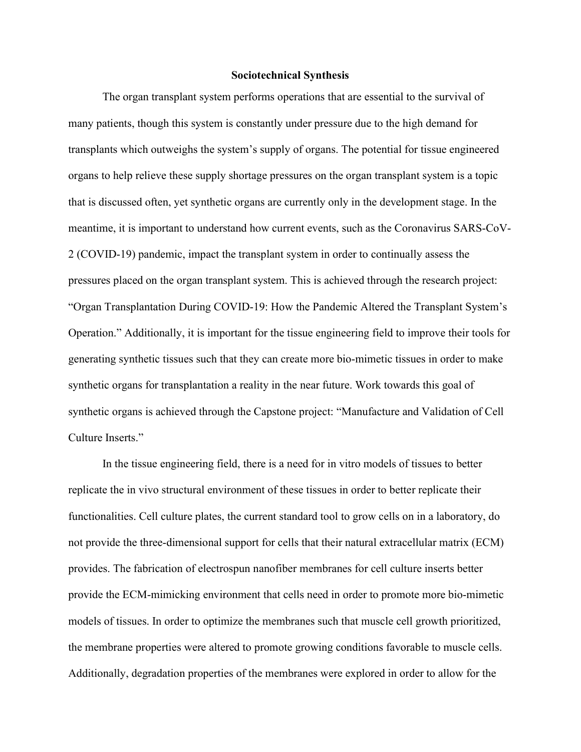# Sociotechnical Synthesis

The organ transplant system performs operations that are essential to the survival of many patients, though this system is constantly under pressure due to the high demand for transplants which outweighs the system's supply of organs. The potential for tissue engineered organs to help relieve these supply shortage pressures on the organ transplant system is a topic that is discussed often, yet synthetic organs are currently only in the development stage. In the meantime, it is important to understand how current events, such as the Coronavirus SARS-CoV-2 (COVID-19) pandemic, impact the transplant system in order to continually assess the pressures placed on the organ transplant system. This is achieved through the research project: "Organ Transplantation During COVID-19: How the Pandemic Altered the Transplant System's Operation." Additionally, it is important for the tissue engineering field to improve their tools for generating synthetic tissues such that they can create more bio-mimetic tissues in order to make synthetic organs for transplantation a reality in the near future. Work towards this goal of synthetic organs is achieved through the Capstone project: "Manufacture and Validation of Cell Culture Inserts."

In the tissue engineering field, there is a need for in vitro models of tissues to better replicate the in vivo structural environment of these tissues in order to better replicate their functionalities. Cell culture plates, the current standard tool to grow cells on in a laboratory, do not provide the three-dimensional support for cells that their natural extracellular matrix (ECM) provides. The fabrication of electrospun nanofiber membranes for cell culture inserts better provide the ECM-mimicking environment that cells need in order to promote more bio-mimetic models of tissues. In order to optimize the membranes such that muscle cell growth prioritized, the membrane properties were altered to promote growing conditions favorable to muscle cells. Additionally, degradation properties of the membranes were explored in order to allow for the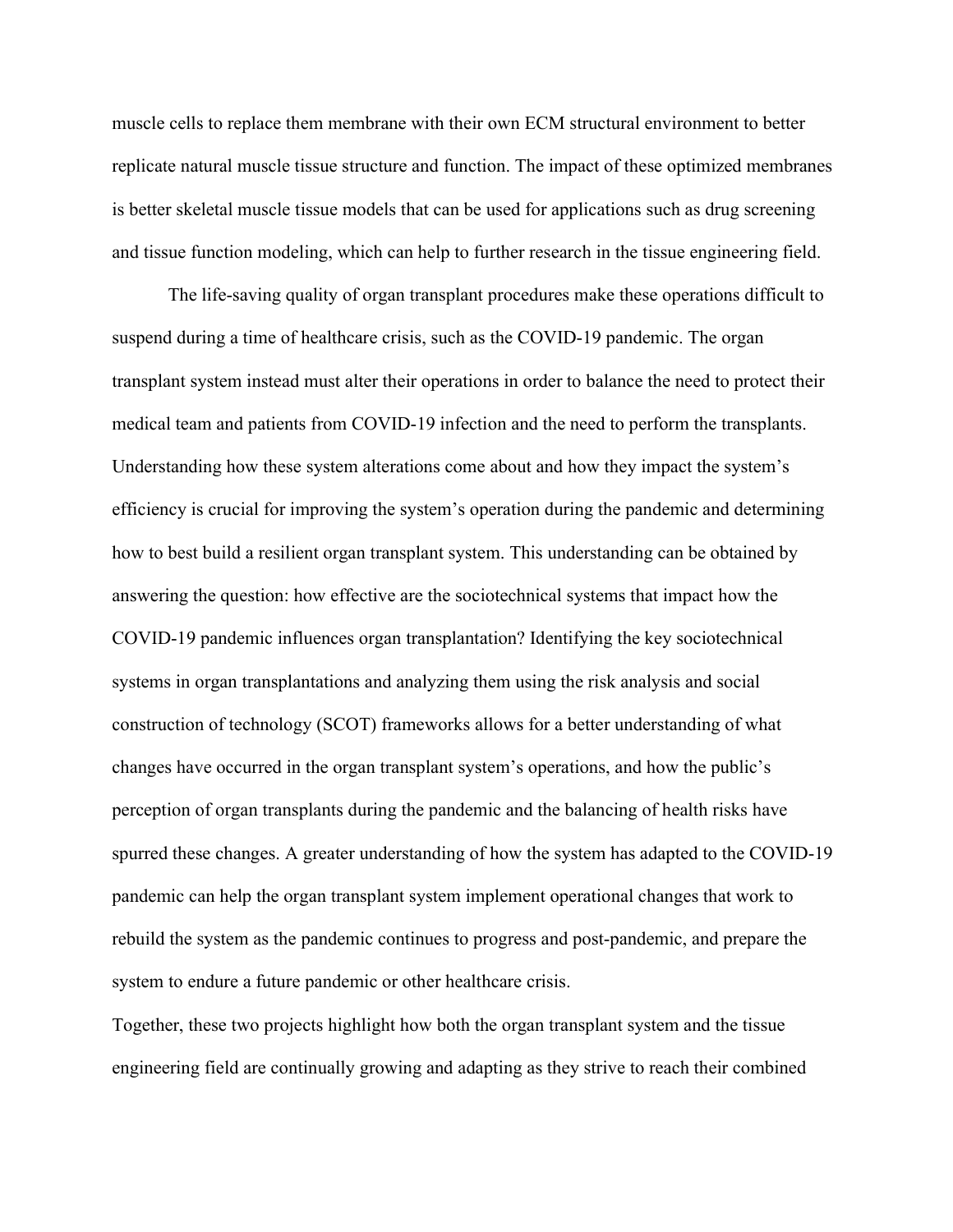muscle cells to replace them membrane with their own ECM structural environment to better replicate natural muscle tissue structure and function. The impact of these optimized membranes is better skeletal muscle tissue models that can be used for applications such as drug screening and tissue function modeling, which can help to further research in the tissue engineering field.

The life-saving quality of organ transplant procedures make these operations difficult to suspend during a time of healthcare crisis, such as the COVID-19 pandemic. The organ transplant system instead must alter their operations in order to balance the need to protect their medical team and patients from COVID-19 infection and the need to perform the transplants. Understanding how these system alterations come about and how they impact the system's efficiency is crucial for improving the system's operation during the pandemic and determining how to best build a resilient organ transplant system. This understanding can be obtained by answering the question: how effective are the sociotechnical systems that impact how the COVID-19 pandemic influences organ transplantation? Identifying the key sociotechnical systems in organ transplantations and analyzing them using the risk analysis and social construction of technology (SCOT) frameworks allows for a better understanding of what changes have occurred in the organ transplant system's operations, and how the public's perception of organ transplants during the pandemic and the balancing of health risks have spurred these changes. A greater understanding of how the system has adapted to the COVID-19 pandemic can help the organ transplant system implement operational changes that work to rebuild the system as the pandemic continues to progress and post-pandemic, and prepare the system to endure a future pandemic or other healthcare crisis.

Together, these two projects highlight how both the organ transplant system and the tissue engineering field are continually growing and adapting as they strive to reach their combined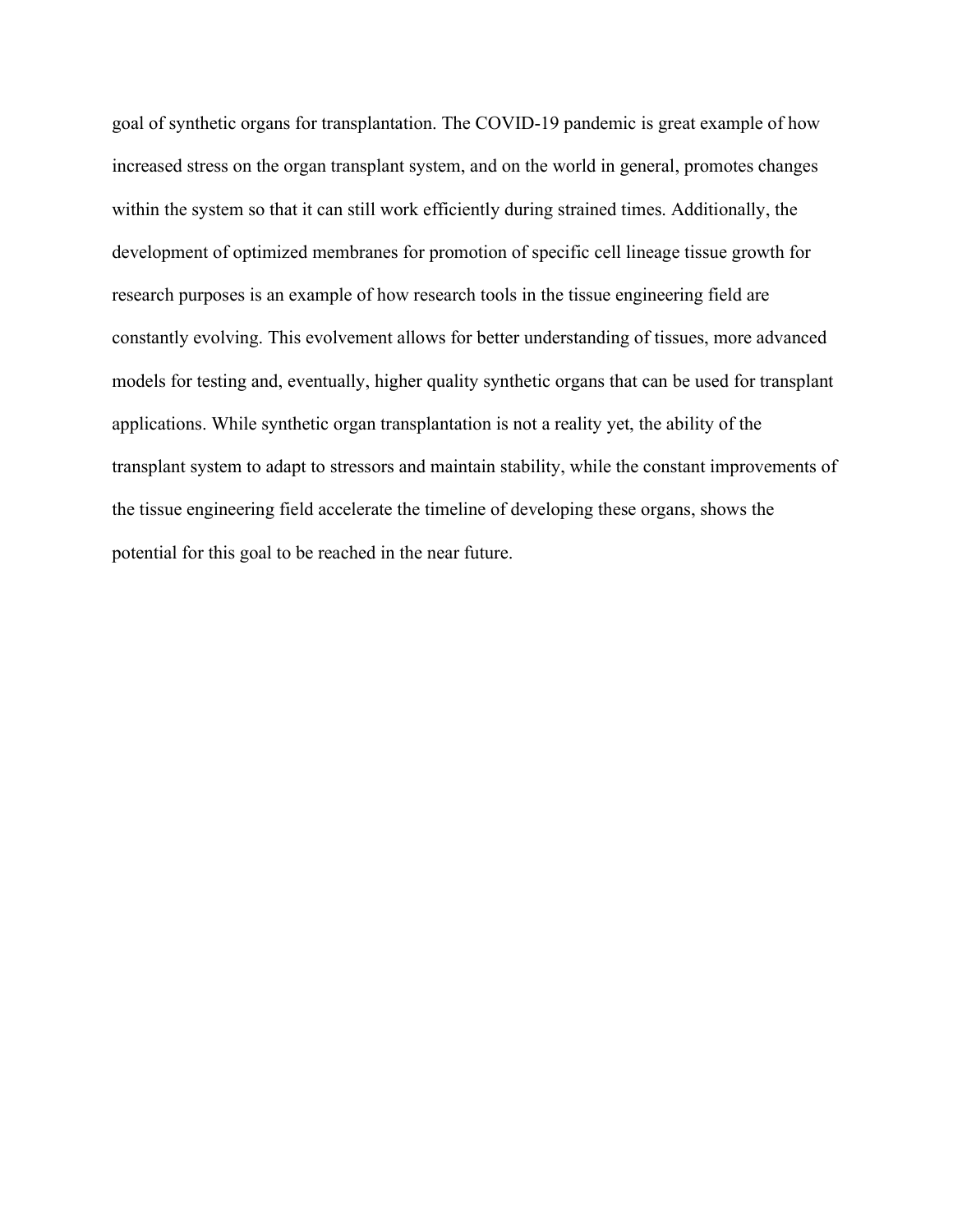goal of synthetic organs for transplantation. The COVID-19 pandemic is great example of how increased stress on the organ transplant system, and on the world in general, promotes changes within the system so that it can still work efficiently during strained times. Additionally, the development of optimized membranes for promotion of specific cell lineage tissue growth for research purposes is an example of how research tools in the tissue engineering field are constantly evolving. This evolvement allows for better understanding of tissues, more advanced models for testing and, eventually, higher quality synthetic organs that can be used for transplant applications. While synthetic organ transplantation is not a reality yet, the ability of the transplant system to adapt to stressors and maintain stability, while the constant improvements of the tissue engineering field accelerate the timeline of developing these organs, shows the potential for this goal to be reached in the near future.